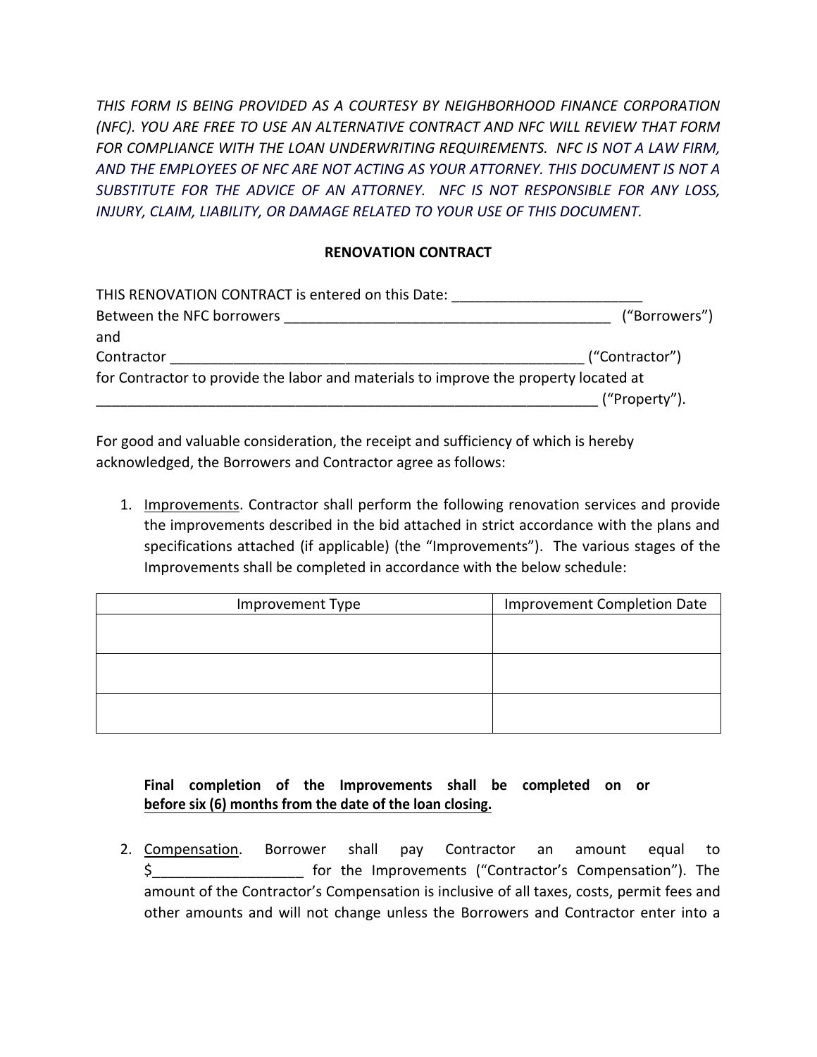*THIS FORM IS BEING PROVIDED AS A COURTESY BY NEIGHBORHOOD FINANCE CORPORATION (NFC). YOU ARE FREE TO USE AN ALTERNATIVE CONTRACT AND NFC WILL REVIEW THAT FORM FOR COMPLIANCE WITH THE LOAN UNDERWRITING REQUIREMENTS. NFC IS NOT A LAW FIRM, AND THE EMPLOYEES OF NFC ARE NOT ACTING AS YOUR ATTORNEY. THIS DOCUMENT IS NOT A SUBSTITUTE FOR THE ADVICE OF AN ATTORNEY. NFC IS NOT RESPONSIBLE FOR ANY LOSS, INJURY, CLAIM, LIABILITY, OR DAMAGE RELATED TO YOUR USE OF THIS DOCUMENT.*

**RENOVATION CONTRACT**

THIS RENOVATION CONTRACT is entered on this Date: ________________________
Between the NFC borrowers __________________________________________ ("Borrowers")
and
Contractor ______________________________________________________ ("Contractor")
for Contractor to provide the labor and materials to improve the property located at
_________________________________________________________________ ("Property").

For good and valuable consideration, the receipt and sufficiency of which is hereby acknowledged, the Borrowers and Contractor agree as follows:

1. Improvements. Contractor shall perform the following renovation services and provide the improvements described in the bid attached in strict accordance with the plans and specifications attached (if applicable) (the "Improvements"). The various stages of the Improvements shall be completed in accordance with the below schedule:

| Improvement Type | Improvement Completion Date |
| --- | --- |
| | |
| | |
| | |

**Final completion of the Improvements shall be completed on or <u>before six (6) months from the date of the loan closing.</u>**

2. Compensation. Borrower shall pay Contractor an amount equal to $__________________ for the Improvements ("Contractor's Compensation"). The amount of the Contractor's Compensation is inclusive of all taxes, costs, permit fees and other amounts and will not change unless the Borrowers and Contractor enter into a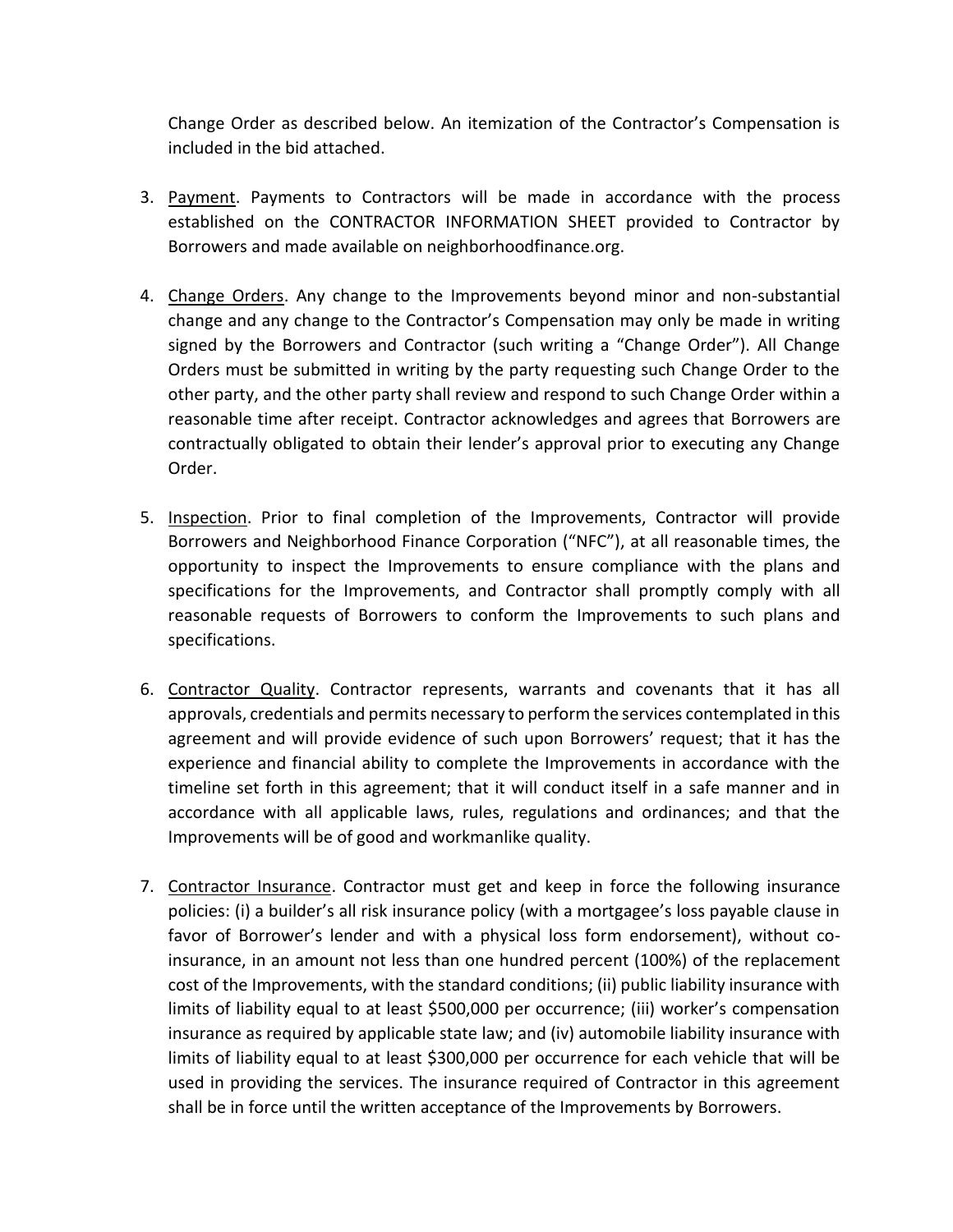Change Order as described below. An itemization of the Contractor's Compensation is included in the bid attached.

3. Payment. Payments to Contractors will be made in accordance with the process established on the CONTRACTOR INFORMATION SHEET provided to Contractor by Borrowers and made available on neighborhoodfinance.org.

4. Change Orders. Any change to the Improvements beyond minor and non-substantial change and any change to the Contractor's Compensation may only be made in writing signed by the Borrowers and Contractor (such writing a "Change Order"). All Change Orders must be submitted in writing by the party requesting such Change Order to the other party, and the other party shall review and respond to such Change Order within a reasonable time after receipt. Contractor acknowledges and agrees that Borrowers are contractually obligated to obtain their lender's approval prior to executing any Change Order.

5. Inspection. Prior to final completion of the Improvements, Contractor will provide Borrowers and Neighborhood Finance Corporation ("NFC"), at all reasonable times, the opportunity to inspect the Improvements to ensure compliance with the plans and specifications for the Improvements, and Contractor shall promptly comply with all reasonable requests of Borrowers to conform the Improvements to such plans and specifications.

6. Contractor Quality. Contractor represents, warrants and covenants that it has all approvals, credentials and permits necessary to perform the services contemplated in this agreement and will provide evidence of such upon Borrowers' request; that it has the experience and financial ability to complete the Improvements in accordance with the timeline set forth in this agreement; that it will conduct itself in a safe manner and in accordance with all applicable laws, rules, regulations and ordinances; and that the Improvements will be of good and workmanlike quality.

7. Contractor Insurance. Contractor must get and keep in force the following insurance policies: (i) a builder's all risk insurance policy (with a mortgagee's loss payable clause in favor of Borrower's lender and with a physical loss form endorsement), without co-insurance, in an amount not less than one hundred percent (100%) of the replacement cost of the Improvements, with the standard conditions; (ii) public liability insurance with limits of liability equal to at least $500,000 per occurrence; (iii) worker's compensation insurance as required by applicable state law; and (iv) automobile liability insurance with limits of liability equal to at least $300,000 per occurrence for each vehicle that will be used in providing the services. The insurance required of Contractor in this agreement shall be in force until the written acceptance of the Improvements by Borrowers.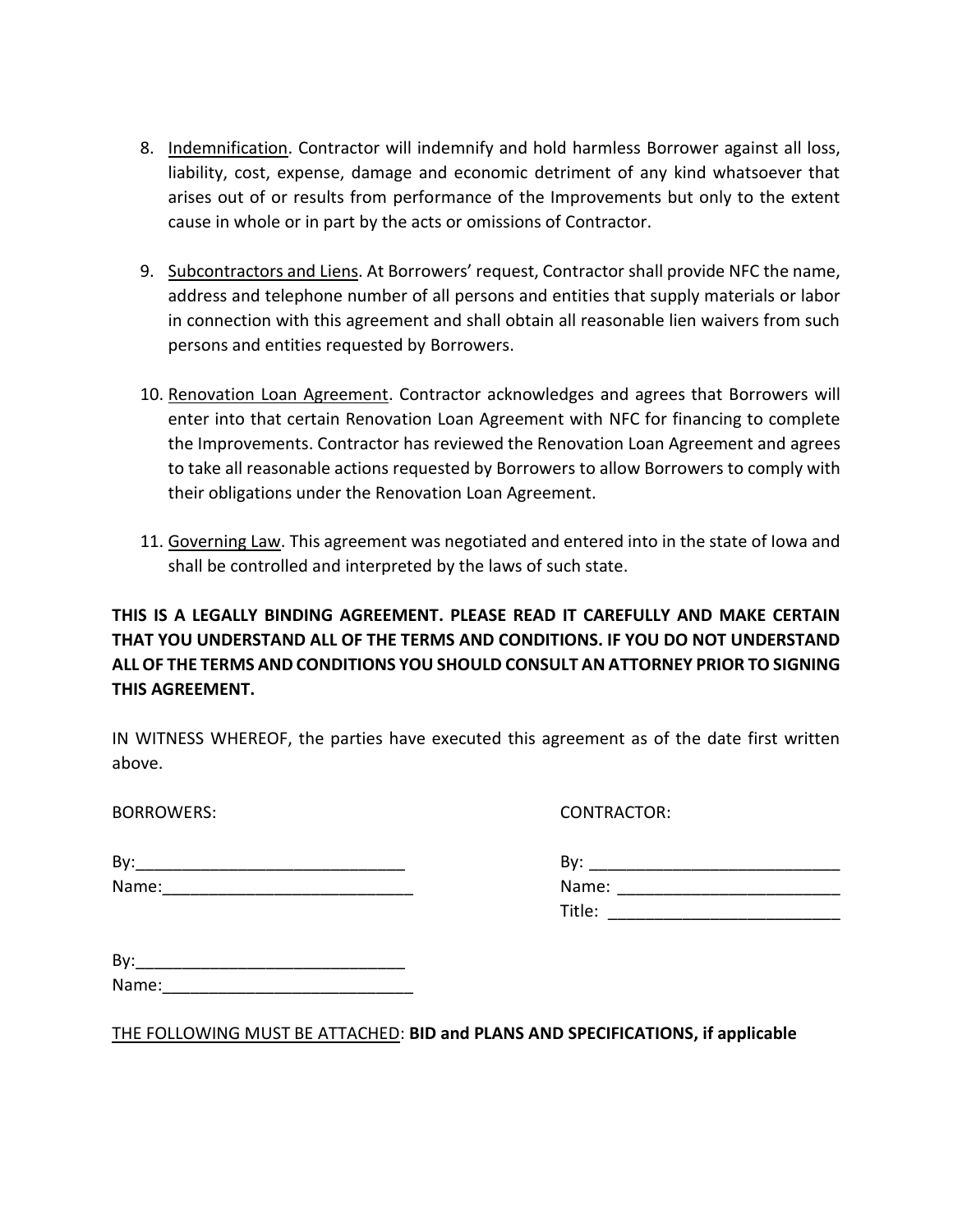8. Indemnification. Contractor will indemnify and hold harmless Borrower against all loss, liability, cost, expense, damage and economic detriment of any kind whatsoever that arises out of or results from performance of the Improvements but only to the extent cause in whole or in part by the acts or omissions of Contractor.

9. Subcontractors and Liens. At Borrowers' request, Contractor shall provide NFC the name, address and telephone number of all persons and entities that supply materials or labor in connection with this agreement and shall obtain all reasonable lien waivers from such persons and entities requested by Borrowers.

10. Renovation Loan Agreement. Contractor acknowledges and agrees that Borrowers will enter into that certain Renovation Loan Agreement with NFC for financing to complete the Improvements. Contractor has reviewed the Renovation Loan Agreement and agrees to take all reasonable actions requested by Borrowers to allow Borrowers to comply with their obligations under the Renovation Loan Agreement.

11. Governing Law. This agreement was negotiated and entered into in the state of Iowa and shall be controlled and interpreted by the laws of such state.

**THIS IS A LEGALLY BINDING AGREEMENT. PLEASE READ IT CAREFULLY AND MAKE CERTAIN THAT YOU UNDERSTAND ALL OF THE TERMS AND CONDITIONS. IF YOU DO NOT UNDERSTAND ALL OF THE TERMS AND CONDITIONS YOU SHOULD CONSULT AN ATTORNEY PRIOR TO SIGNING THIS AGREEMENT.**

IN WITNESS WHEREOF, the parties have executed this agreement as of the date first written above.

BORROWERS:

By:_____________________________

Name:___________________________

By:_____________________________

Name:___________________________

CONTRACTOR:

By: ___________________________

Name: ________________________

Title: _________________________

THE FOLLOWING MUST BE ATTACHED: **BID and PLANS AND SPECIFICATIONS, if applicable**